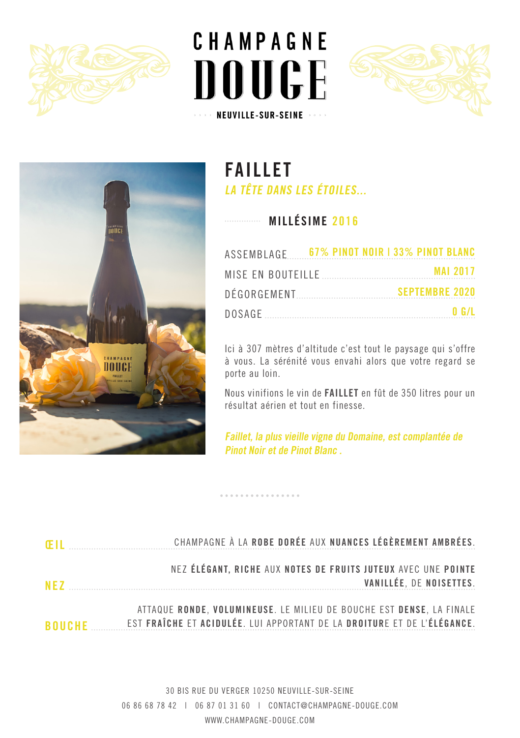# CHAMPAGNE DOUGE

NEUVILLE-SUR-SEINE

## FAILLET

*LA TÊTE DANS LES ÉTOILES...*

### MILLÉSIME 2016

| | |
|---|---|
| ASSEMBLAGE | 67% PINOT NOIR I 33% PINOT BLANC |
| MISE EN BOUTEILLE | MAI 2017 |
| DÉGORGEMENT | SEPTEMBRE 2020 |
| DOSAGE | 0 G/L |

Ici à 307 mètres d'altitude c'est tout le paysage qui s'offre à vous. La sérénité vous envahi alors que votre regard se porte au loin.

Nous vinifions le vin de **FAILLET** en fût de 350 litres pour un résultat aérien et tout en finesse.

*Faillet, la plus vieille vigne du Domaine, est complantée de Pinot Noir et de Pinot Blanc .*

**ŒIL** — CHAMPAGNE À LA **ROBE DORÉE** AUX **NUANCES LÉGÈREMENT AMBRÉES**.

**NEZ** — NEZ **ÉLÉGANT, RICHE** AUX **NOTES DE FRUITS JUTEUX** AVEC UNE **POINTE VANILLÉE**, DE **NOISETTES**.

**BOUCHE** — ATTAQUE **RONDE**, **VOLUMINEUSE**. LE MILIEU DE BOUCHE EST **DENSE**, LA FINALE EST **FRAÎCHE** ET **ACIDULÉE**. LUI APPORTANT DE LA **DROITUR**E ET DE L'**ÉLÉGANCE**.

30 BIS RUE DU VERGER 10250 NEUVILLE-SUR-SEINE

06 86 68 78 42 I 06 87 01 31 60 I CONTACT@CHAMPAGNE-DOUGE.COM

WWW.CHAMPAGNE-DOUGE.COM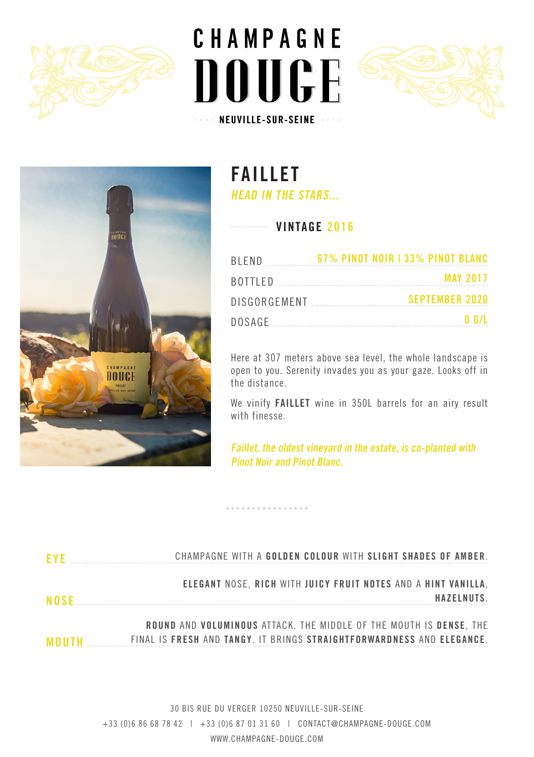# CHAMPAGNE DOUGE

NEUVILLE-SUR-SEINE

## FAILLET

*HEAD IN THE STARS...*

### VINTAGE 2016

| | |
|---|---|
| BLEND | 67% PINOT NOIR I 33% PINOT BLANC |
| BOTTLED | MAY 2017 |
| DISGORGEMENT | SEPTEMBER 2020 |
| DOSAGE | 0 G/L |

Here at 307 meters above sea level, the whole landscape is open to you. Serenity invades you as your gaze. Looks off in the distance.

We vinify **FAILLET** wine in 350L barrels for an airy result with finesse.

*Faillet, the oldest vineyard in the estate, is co-planted with Pinot Noir and Pinot Blanc.*

| | |
|---|---|
| EYE | CHAMPAGNE WITH A **GOLDEN COLOUR** WITH **SLIGHT SHADES OF AMBER**. |
| NOSE | **ELEGANT** NOSE, **RICH** WITH **JUICY FRUIT NOTES** AND A **HINT VANILLA**, **HAZELNUTS**. |
| MOUTH | **ROUND** AND **VOLUMINOUS** ATTACK. THE MIDDLE OF THE MOUTH IS **DENSE**, THE FINAL IS **FRESH** AND **TANGY**. IT BRINGS **STRAIGHTFORWARDNESS** AND **ELEGANCE**. |

30 BIS RUE DU VERGER 10250 NEUVILLE-SUR-SEINE

+33 (0)6 86 68 78 42 I +33 (0)6 87 01 31 60 I CONTACT@CHAMPAGNE-DOUGE.COM

WWW.CHAMPAGNE-DOUGE.COM